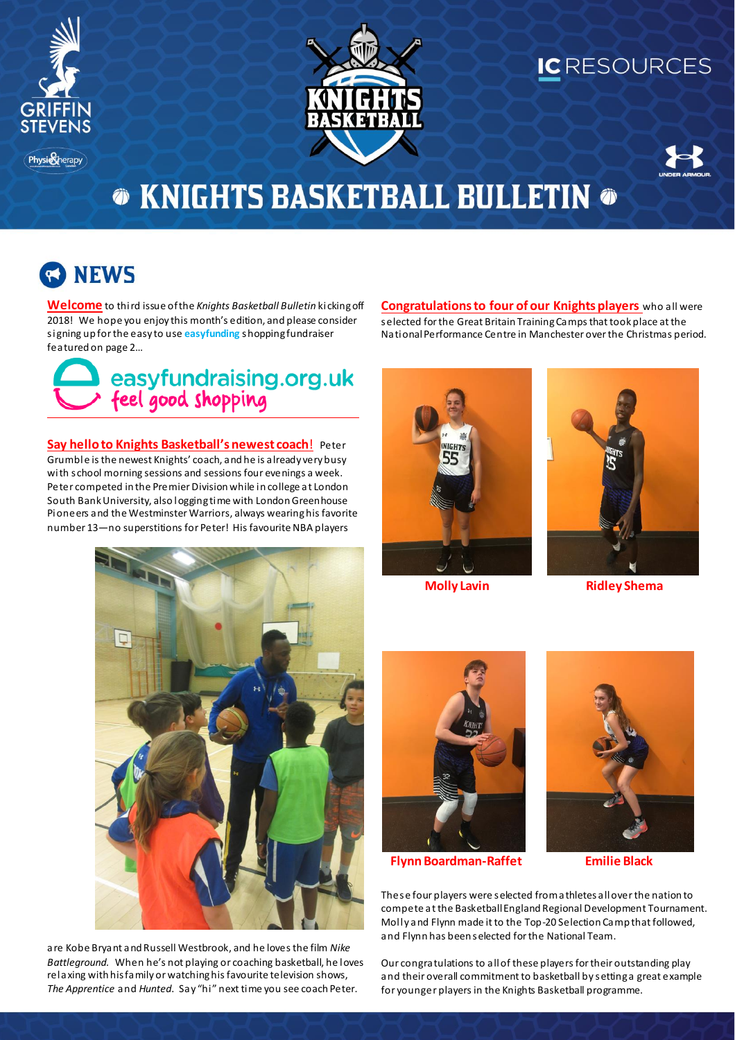# KNIGHTS BASKETBALL BULLETIN

## NEWS

**Welcome** to third issue of the *Knights Basketball Bulletin* kicking off 2018! We hope you enjoy this month's edition, and please consider signing up for the easy to use **easyfunding** shopping fundraiser featured on page 2…

easyfundraising.org.uk
feel good shopping

**Say hello to Knights Basketball's newest coach!** Peter Grumble is the newest Knights' coach, and he is already very busy with school morning sessions and sessions four evenings a week. Peter competed in the Premier Division while in college at London South Bank University, also logging time with London Greenhouse Pioneers and the Westminster Warriors, always wearing his favorite number 13—no superstitions for Peter! His favourite NBA players are Kobe Bryant and Russell Westbrook, and he loves the film *Nike Battleground.* When he's not playing or coaching basketball, he loves relaxing with his family or watching his favourite television shows, *The Apprentice* and *Hunted*. Say "hi" next time you see coach Peter.

**Congratulations to four of our Knights players** who all were selected for the Great Britain Training Camps that took place at the National Performance Centre in Manchester over the Christmas period.

**Molly Lavin**

**Ridley Shema**

**Flynn Boardman-Raffet**

**Emilie Black**

These four players were selected from athletes all over the nation to compete at the Basketball England Regional Development Tournament. Molly and Flynn made it to the Top-20 Selection Camp that followed, and Flynn has been selected for the National Team.

Our congratulations to all of these players for their outstanding play and their overall commitment to basketball by setting a great example for younger players in the Knights Basketball programme.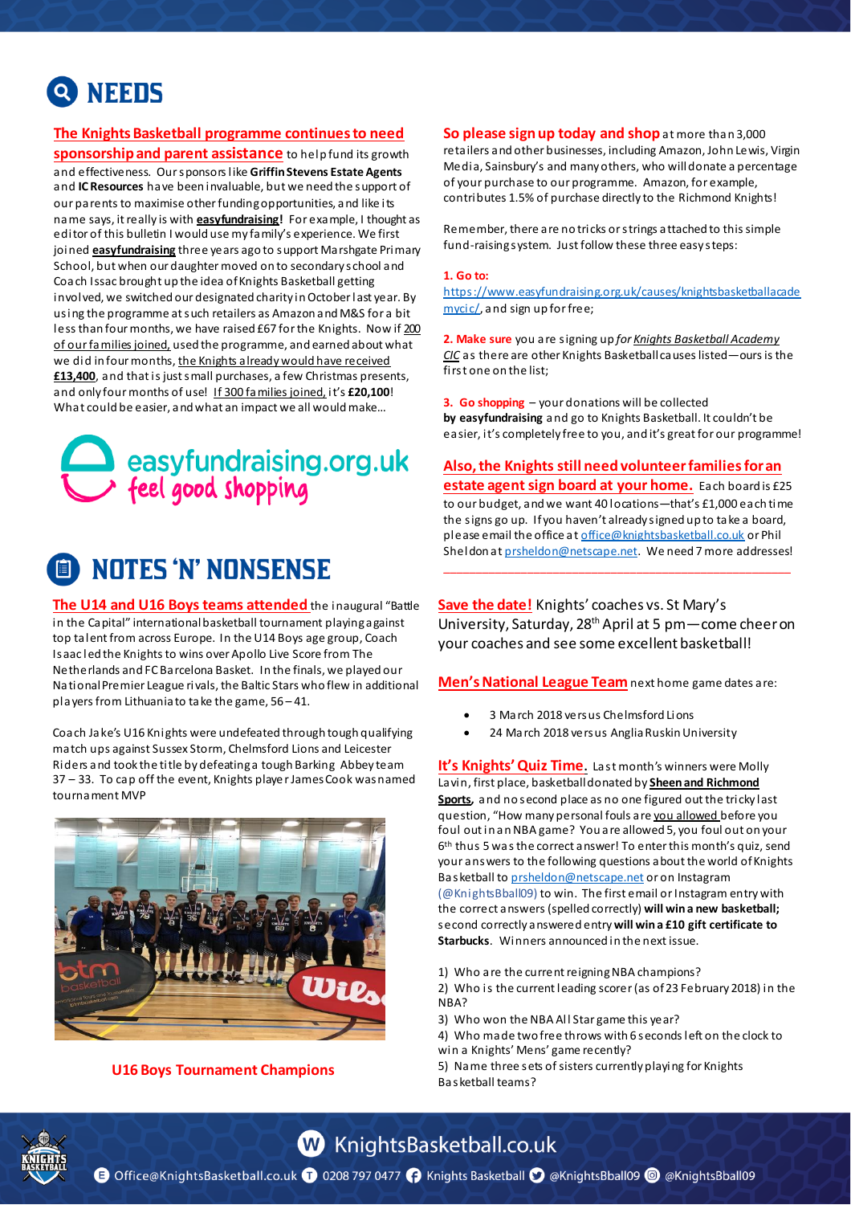# NEEDS

**The Knights Basketball programme continues to need sponsorship and parent assistance** to help fund its growth and effectiveness. Our sponsors like **Griffin Stevens Estate Agents** and **IC Resources** have been invaluable, but we need the support of our parents to maximise other funding opportunities, and like its name says, it really is with **easyfundraising!** For example, I thought as editor of this bulletin I would use my family's experience. We first joined **easyfundraising** three years ago to support Marshgate Primary School, but when our daughter moved on to secondary school and Coach Issac brought up the idea of Knights Basketball getting involved, we switched our designated charity in October last year. By using the programme at such retailers as Amazon and M&S for a bit less than four months, we have raised £67 for the Knights. Now if 200 of our families joined, used the programme, and earned about what we did in four months, the Knights already would have received **£13,400**, and that is just small purchases, a few Christmas presents, and only four months of use! If 300 families joined, it's **£20,100**! What could be easier, and what an impact we all would make…

easyfundraising.org.uk
feel good shopping

**So please sign up today and shop** at more than 3,000 retailers and other businesses, including Amazon, John Lewis, Virgin Media, Sainsbury's and many others, who will donate a percentage of your purchase to our programme. Amazon, for example, contributes 1.5% of purchase directly to the Richmond Knights!

Remember, there are no tricks or strings attached to this simple fund-raising system. Just follow these three easy steps:

**1. Go to:** https://www.easyfundraising.org.uk/causes/knightsbasketballacademycic/, and sign up for free;

**2. Make sure** you are signing up *for Knights Basketball Academy CIC* as there are other Knights Basketball causes listed—ours is the first one on the list;

**3. Go shopping** – your donations will be collected **by easyfundraising** and go to Knights Basketball. It couldn't be easier, it's completely free to you, and it's great for our programme!

**Also, the Knights still need volunteer families for an estate agent sign board at your home.** Each board is £25 to our budget, and we want 40 locations—that's £1,000 each time the signs go up. If you haven't already signed up to take a board, please email the office at office@knightsbasketball.co.uk or Phil Sheldon at prsheldon@netscape.net. We need 7 more addresses!

# NOTES 'N' NONSENSE

**The U14 and U16 Boys teams attended** the inaugural "Battle in the Capital" international basketball tournament playing against top talent from across Europe. In the U14 Boys age group, Coach Isaac led the Knights to wins over Apollo Live Score from The Netherlands and FC Barcelona Basket. In the finals, we played our National Premier League rivals, the Baltic Stars who flew in additional players from Lithuania to take the game, 56 – 41.

Coach Jake's U16 Knights were undefeated through tough qualifying match ups against Sussex Storm, Chelmsford Lions and Leicester Riders and took the title by defeating a tough Barking Abbey team 37 – 33. To cap off the event, Knights player James Cook was named tournament MVP

**U16 Boys Tournament Champions**

**Save the date!** Knights' coaches vs. St Mary's University, Saturday, 28th April at 5 pm—come cheer on your coaches and see some excellent basketball!

**Men's National League Team** next home game dates are:

- 3 March 2018 versus Chelmsford Lions
- 24 March 2018 versus Anglia Ruskin University

**It's Knights' Quiz Time.** Last month's winners were Molly Lavin, first place, basketball donated by **Sheen and Richmond Sports**, and no second place as no one figured out the tricky last question, "How many personal fouls are you allowed before you foul out in an NBA game? You are allowed 5, you foul out on your 6th thus 5 was the correct answer! To enter this month's quiz, send your answers to the following questions about the world of Knights Basketball to prsheldon@netscape.net or on Instagram (@KnightsBball09) to win. The first email or Instagram entry with the correct answers (spelled correctly) **will win a new basketball;** second correctly answered entry **will win a £10 gift certificate to Starbucks**. Winners announced in the next issue.

1) Who are the current reigning NBA champions?
2) Who is the current leading scorer (as of 23 February 2018) in the NBA?
3) Who won the NBA All Star game this year?
4) Who made two free throws with 6 seconds left on the clock to win a Knights' Mens' game recently?
5) Name three sets of sisters currently playing for Knights Basketball teams?